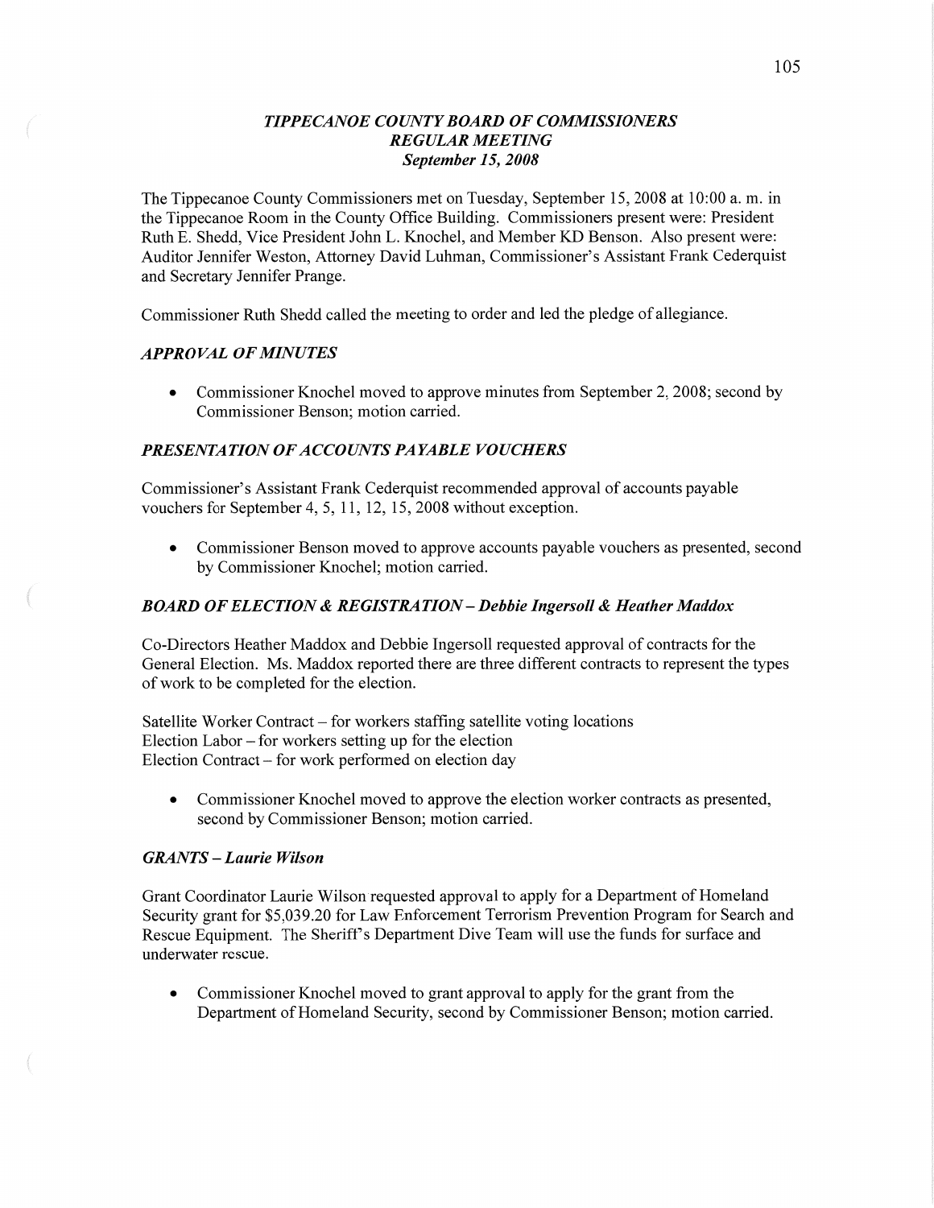# *TIPPECANOE COUNTY BOARD OF COMMISSIONERS*
## *REGULAR MEETING*
### *September 15, 2008*

The Tippecanoe County Commissioners met on Tuesday, September 15, 2008 at 10:00 a. m. in the Tippecanoe Room in the County Office Building. Commissioners present were: President Ruth E. Shedd, Vice President John L. Knochel, and Member KD Benson. Also present were: Auditor Jennifer Weston, Attorney David Luhman, Commissioner's Assistant Frank Cederquist and Secretary Jennifer Prange.

Commissioner Ruth Shedd called the meeting to order and led the pledge of allegiance.

### *APPROVAL OF MINUTES*

- Commissioner Knochel moved to approve minutes from September 2, 2008; second by Commissioner Benson; motion carried.

### *PRESENTATION OF ACCOUNTS PAYABLE VOUCHERS*

Commissioner's Assistant Frank Cederquist recommended approval of accounts payable vouchers for September 4, 5, 11, 12, 15, 2008 without exception.

- Commissioner Benson moved to approve accounts payable vouchers as presented, second by Commissioner Knochel; motion carried.

### *BOARD OF ELECTION & REGISTRATION – Debbie Ingersoll & Heather Maddox*

Co-Directors Heather Maddox and Debbie Ingersoll requested approval of contracts for the General Election. Ms. Maddox reported there are three different contracts to represent the types of work to be completed for the election.

Satellite Worker Contract – for workers staffing satellite voting locations
Election Labor – for workers setting up for the election
Election Contract – for work performed on election day

- Commissioner Knochel moved to approve the election worker contracts as presented, second by Commissioner Benson; motion carried.

### *GRANTS – Laurie Wilson*

Grant Coordinator Laurie Wilson requested approval to apply for a Department of Homeland Security grant for $5,039.20 for Law Enforcement Terrorism Prevention Program for Search and Rescue Equipment. The Sheriff's Department Dive Team will use the funds for surface and underwater rescue.

- Commissioner Knochel moved to grant approval to apply for the grant from the Department of Homeland Security, second by Commissioner Benson; motion carried.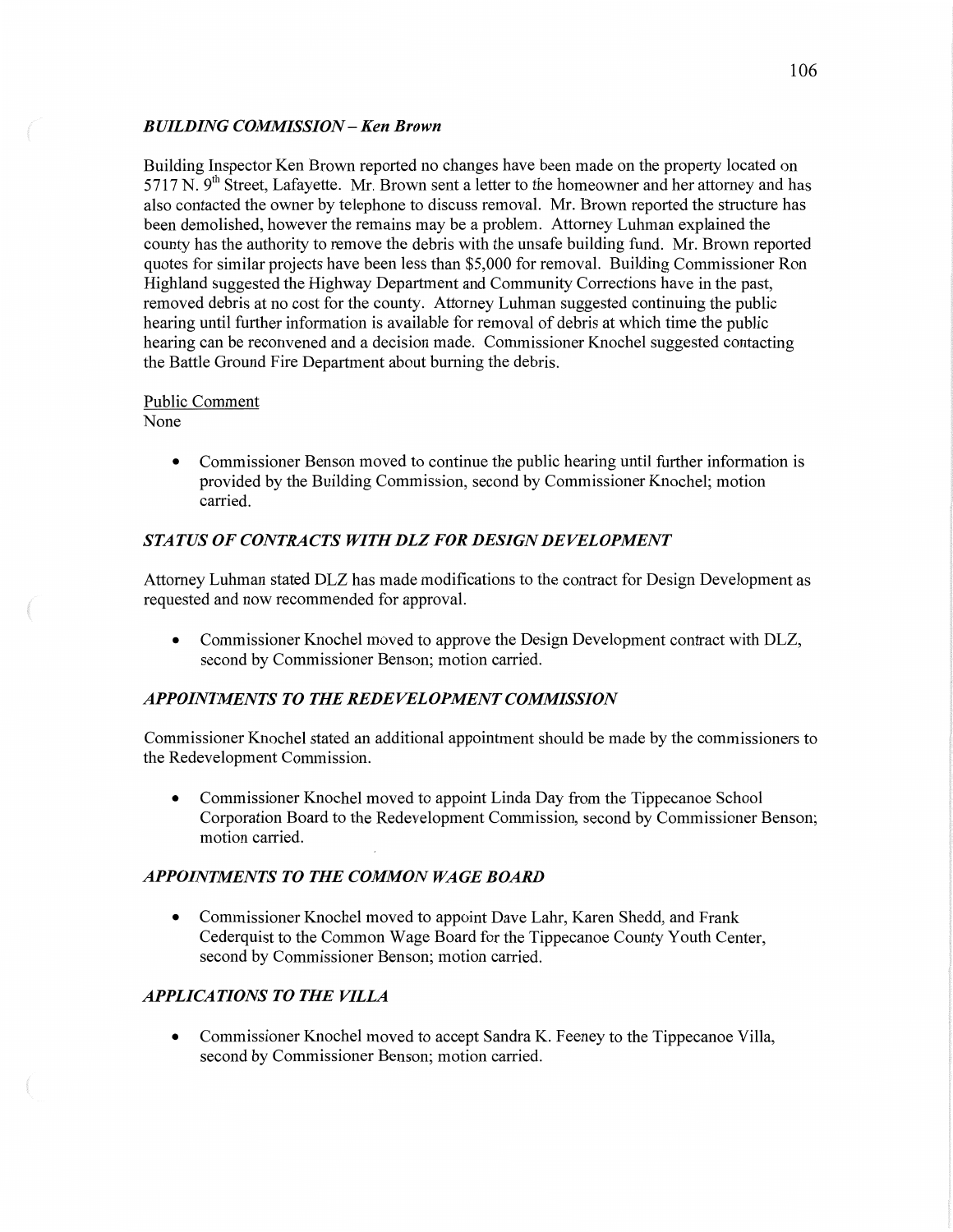### *BUILDING COMMISSION – Ken Brown*

Building Inspector Ken Brown reported no changes have been made on the property located on 5717 N. 9th Street, Lafayette. Mr. Brown sent a letter to the homeowner and her attorney and has also contacted the owner by telephone to discuss removal. Mr. Brown reported the structure has been demolished, however the remains may be a problem. Attorney Luhman explained the county has the authority to remove the debris with the unsafe building fund. Mr. Brown reported quotes for similar projects have been less than $5,000 for removal. Building Commissioner Ron Highland suggested the Highway Department and Community Corrections have in the past, removed debris at no cost for the county. Attorney Luhman suggested continuing the public hearing until further information is available for removal of debris at which time the public hearing can be reconvened and a decision made. Commissioner Knochel suggested contacting the Battle Ground Fire Department about burning the debris.

Public Comment

None

- Commissioner Benson moved to continue the public hearing until further information is provided by the Building Commission, second by Commissioner Knochel; motion carried.

### *STATUS OF CONTRACTS WITH DLZ FOR DESIGN DEVELOPMENT*

Attorney Luhman stated DLZ has made modifications to the contract for Design Development as requested and now recommended for approval.

- Commissioner Knochel moved to approve the Design Development contract with DLZ, second by Commissioner Benson; motion carried.

### *APPOINTMENTS TO THE REDEVELOPMENT COMMISSION*

Commissioner Knochel stated an additional appointment should be made by the commissioners to the Redevelopment Commission.

- Commissioner Knochel moved to appoint Linda Day from the Tippecanoe School Corporation Board to the Redevelopment Commission, second by Commissioner Benson; motion carried.

### *APPOINTMENTS TO THE COMMON WAGE BOARD*

- Commissioner Knochel moved to appoint Dave Lahr, Karen Shedd, and Frank Cederquist to the Common Wage Board for the Tippecanoe County Youth Center, second by Commissioner Benson; motion carried.

### *APPLICATIONS TO THE VILLA*

- Commissioner Knochel moved to accept Sandra K. Feeney to the Tippecanoe Villa, second by Commissioner Benson; motion carried.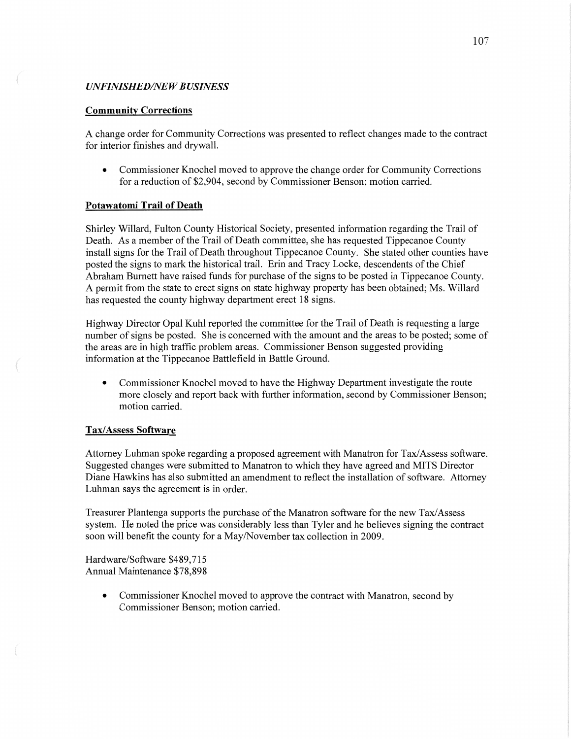## *UNFINISHED/NEW BUSINESS*

### Community Corrections

A change order for Community Corrections was presented to reflect changes made to the contract for interior finishes and drywall.

- Commissioner Knochel moved to approve the change order for Community Corrections for a reduction of $2,904, second by Commissioner Benson; motion carried.

### Potawatomi Trail of Death

Shirley Willard, Fulton County Historical Society, presented information regarding the Trail of Death. As a member of the Trail of Death committee, she has requested Tippecanoe County install signs for the Trail of Death throughout Tippecanoe County. She stated other counties have posted the signs to mark the historical trail. Erin and Tracy Locke, descendents of the Chief Abraham Burnett have raised funds for purchase of the signs to be posted in Tippecanoe County. A permit from the state to erect signs on state highway property has been obtained; Ms. Willard has requested the county highway department erect 18 signs.

Highway Director Opal Kuhl reported the committee for the Trail of Death is requesting a large number of signs be posted. She is concerned with the amount and the areas to be posted; some of the areas are in high traffic problem areas. Commissioner Benson suggested providing information at the Tippecanoe Battlefield in Battle Ground.

- Commissioner Knochel moved to have the Highway Department investigate the route more closely and report back with further information, second by Commissioner Benson; motion carried.

### Tax/Assess Software

Attorney Luhman spoke regarding a proposed agreement with Manatron for Tax/Assess software. Suggested changes were submitted to Manatron to which they have agreed and MITS Director Diane Hawkins has also submitted an amendment to reflect the installation of software. Attorney Luhman says the agreement is in order.

Treasurer Plantenga supports the purchase of the Manatron software for the new Tax/Assess system. He noted the price was considerably less than Tyler and he believes signing the contract soon will benefit the county for a May/November tax collection in 2009.

Hardware/Software $489,715
Annual Maintenance $78,898

- Commissioner Knochel moved to approve the contract with Manatron, second by Commissioner Benson; motion carried.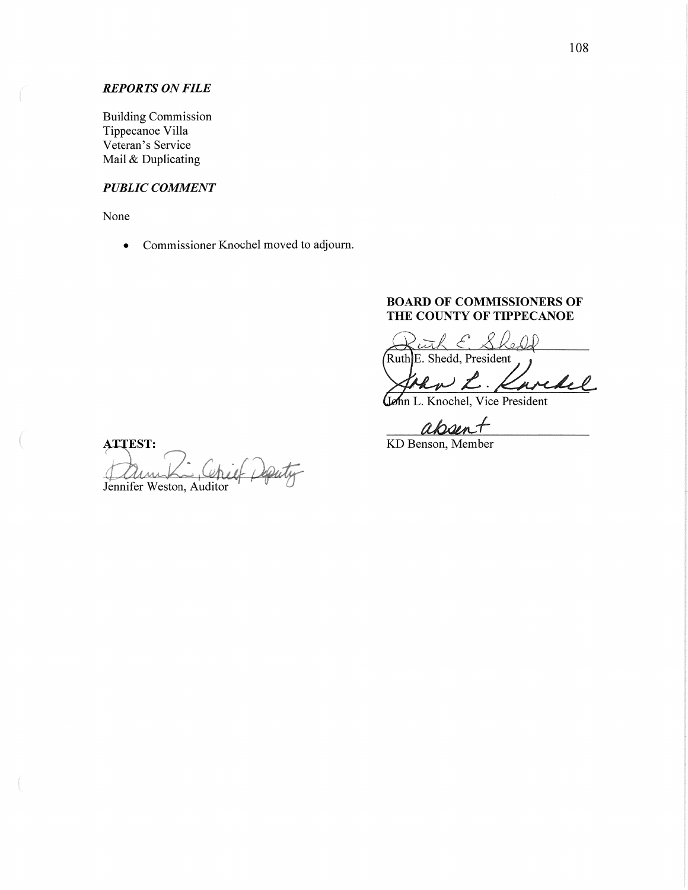***REPORTS ON FILE***

Building Commission
Tippecanoe Villa
Veteran's Service
Mail & Duplicating

***PUBLIC COMMENT***

None

- Commissioner Knochel moved to adjourn.

**BOARD OF COMMISSIONERS OF THE COUNTY OF TIPPECANOE**

Ruth E. Shedd, President

John L. Knochel, Vice President

absent
KD Benson, Member

**ATTEST:**

Chief Deputy
Jennifer Weston, Auditor